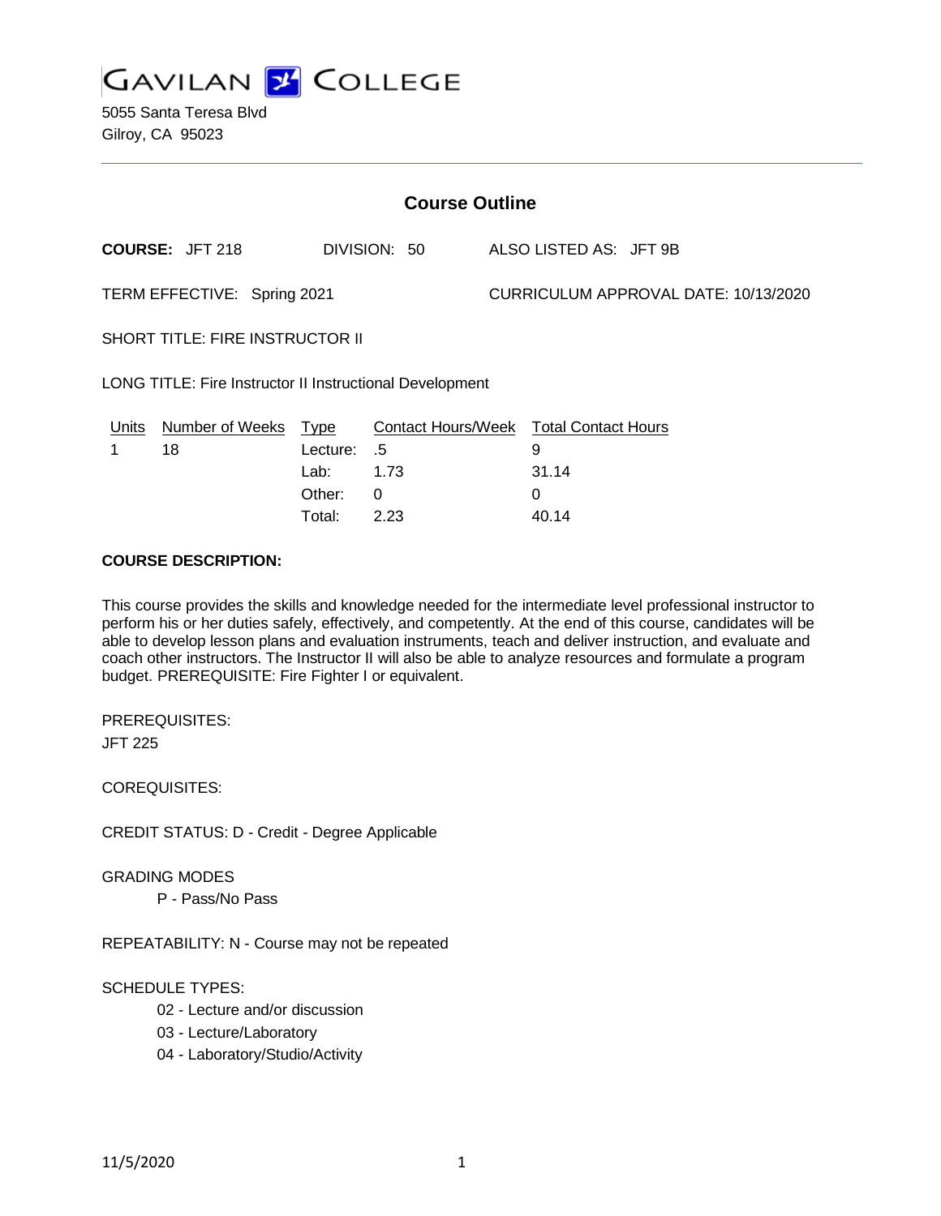# GAVILAN COLLEGE

5055 Santa Teresa Blvd
Gilroy, CA 95023

## Course Outline

**COURSE:** JFT 218 DIVISION: 50 ALSO LISTED AS: JFT 9B

TERM EFFECTIVE: Spring 2021 CURRICULUM APPROVAL DATE: 10/13/2020

SHORT TITLE: FIRE INSTRUCTOR II

LONG TITLE: Fire Instructor II Instructional Development

| Units | Number of Weeks | Type | Contact Hours/Week | Total Contact Hours |
|---|---|---|---|---|
| 1 | 18 | Lecture: | .5 | 9 |
| | | Lab: | 1.73 | 31.14 |
| | | Other: | 0 | 0 |
| | | Total: | 2.23 | 40.14 |

**COURSE DESCRIPTION:**

This course provides the skills and knowledge needed for the intermediate level professional instructor to perform his or her duties safely, effectively, and competently. At the end of this course, candidates will be able to develop lesson plans and evaluation instruments, teach and deliver instruction, and evaluate and coach other instructors. The Instructor II will also be able to analyze resources and formulate a program budget. PREREQUISITE: Fire Fighter I or equivalent.

PREREQUISITES:

JFT 225

COREQUISITES:

CREDIT STATUS: D - Credit - Degree Applicable

GRADING MODES

- P - Pass/No Pass

REPEATABILITY: N - Course may not be repeated

SCHEDULE TYPES:

- 02 - Lecture and/or discussion
- 03 - Lecture/Laboratory
- 04 - Laboratory/Studio/Activity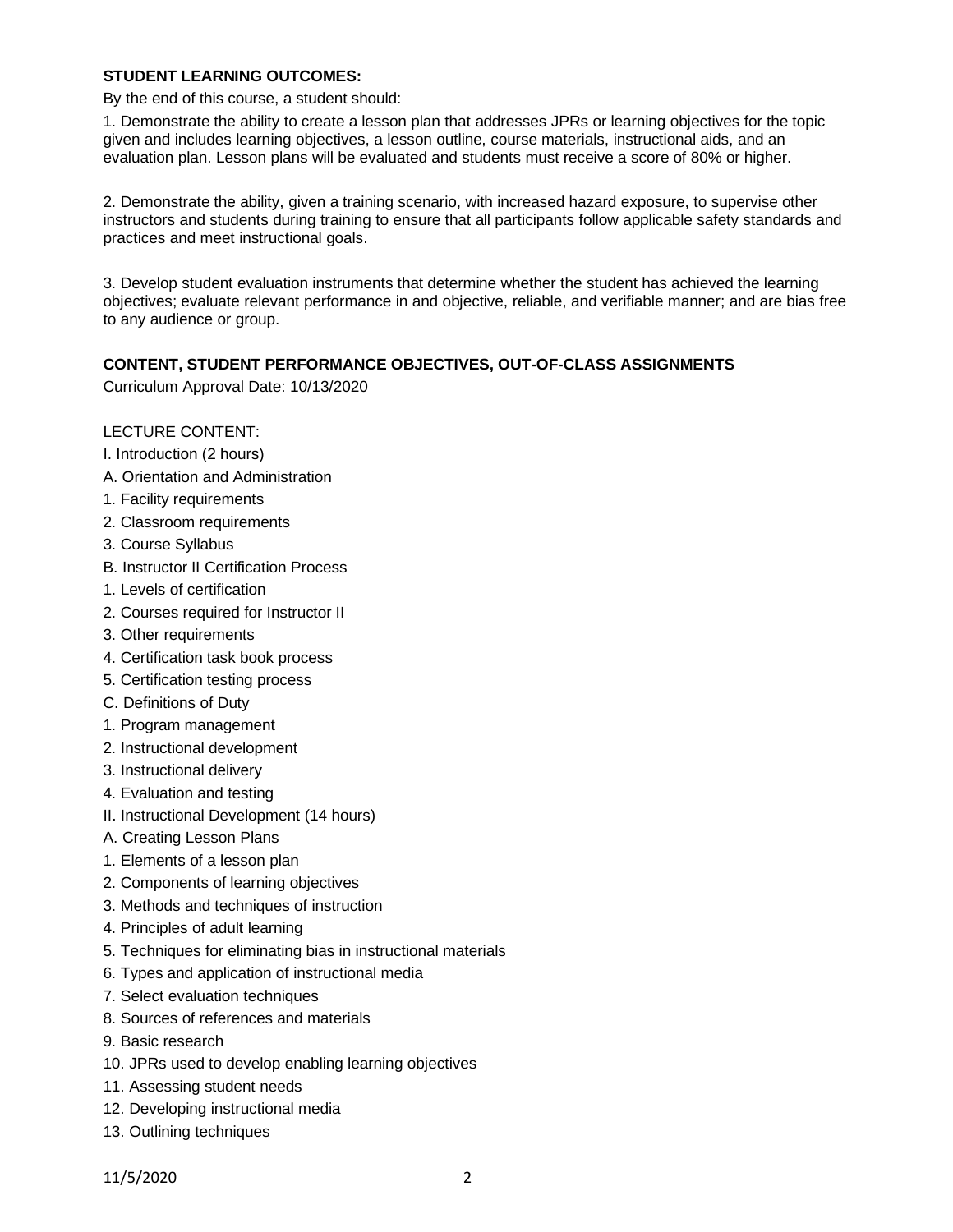**STUDENT LEARNING OUTCOMES:**

By the end of this course, a student should:

1. Demonstrate the ability to create a lesson plan that addresses JPRs or learning objectives for the topic given and includes learning objectives, a lesson outline, course materials, instructional aids, and an evaluation plan. Lesson plans will be evaluated and students must receive a score of 80% or higher.

2. Demonstrate the ability, given a training scenario, with increased hazard exposure, to supervise other instructors and students during training to ensure that all participants follow applicable safety standards and practices and meet instructional goals.

3. Develop student evaluation instruments that determine whether the student has achieved the learning objectives; evaluate relevant performance in and objective, reliable, and verifiable manner; and are bias free to any audience or group.

**CONTENT, STUDENT PERFORMANCE OBJECTIVES, OUT-OF-CLASS ASSIGNMENTS**

Curriculum Approval Date: 10/13/2020

LECTURE CONTENT:

I. Introduction (2 hours)

A. Orientation and Administration

1. Facility requirements

2. Classroom requirements

3. Course Syllabus

B. Instructor II Certification Process

1. Levels of certification

2. Courses required for Instructor II

3. Other requirements

4. Certification task book process

5. Certification testing process

C. Definitions of Duty

1. Program management

2. Instructional development

3. Instructional delivery

4. Evaluation and testing

II. Instructional Development (14 hours)

A. Creating Lesson Plans

1. Elements of a lesson plan

2. Components of learning objectives

3. Methods and techniques of instruction

4. Principles of adult learning

5. Techniques for eliminating bias in instructional materials

6. Types and application of instructional media

7. Select evaluation techniques

8. Sources of references and materials

9. Basic research

10. JPRs used to develop enabling learning objectives

11. Assessing student needs

12. Developing instructional media

13. Outlining techniques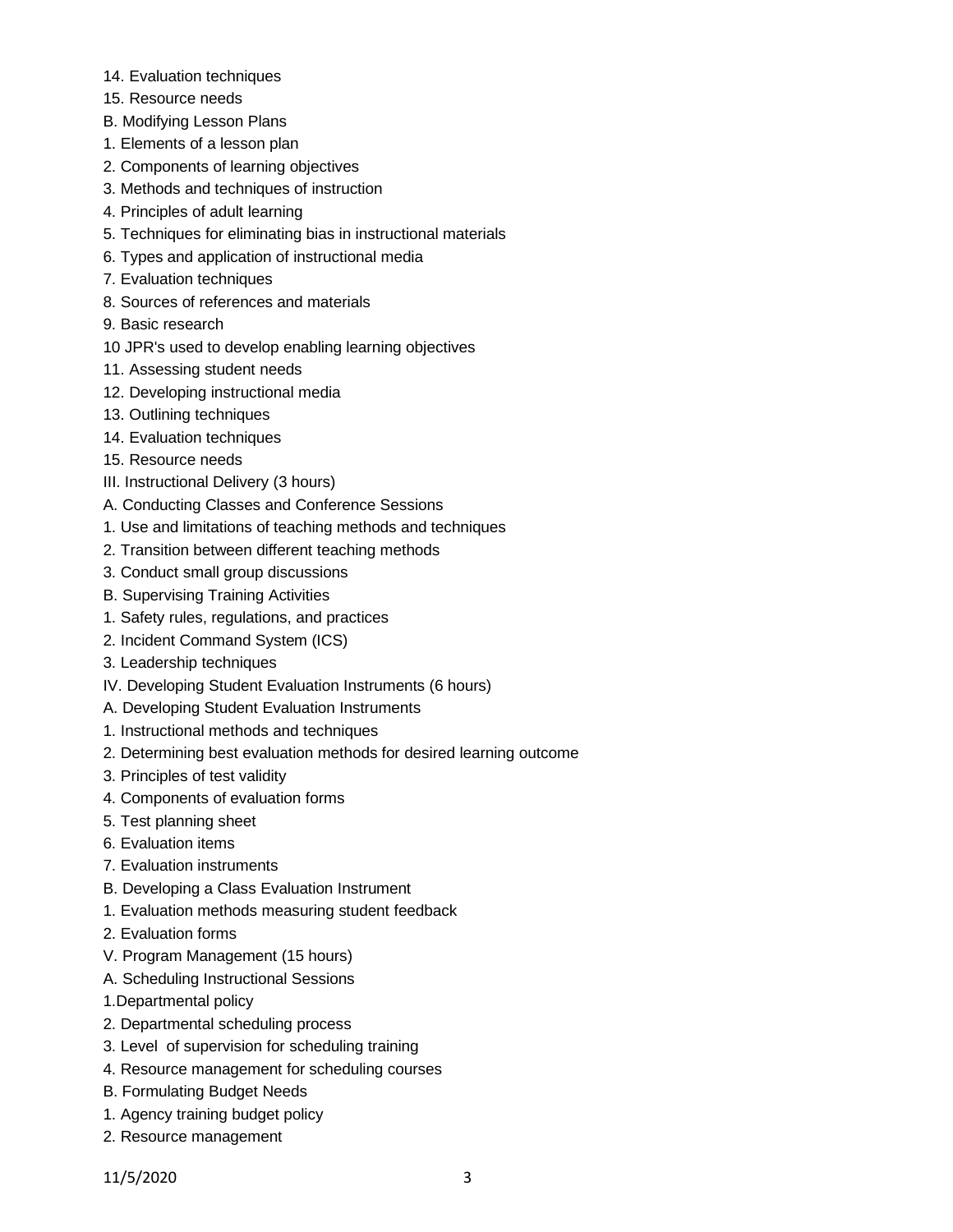14. Evaluation techniques
15. Resource needs

B. Modifying Lesson Plans

1. Elements of a lesson plan
2. Components of learning objectives
3. Methods and techniques of instruction
4. Principles of adult learning
5. Techniques for eliminating bias in instructional materials
6. Types and application of instructional media
7. Evaluation techniques
8. Sources of references and materials
9. Basic research

10 JPR's used to develop enabling learning objectives

11. Assessing student needs
12. Developing instructional media
13. Outlining techniques
14. Evaluation techniques
15. Resource needs

III. Instructional Delivery (3 hours)

A. Conducting Classes and Conference Sessions

1. Use and limitations of teaching methods and techniques
2. Transition between different teaching methods
3. Conduct small group discussions

B. Supervising Training Activities

1. Safety rules, regulations, and practices
2. Incident Command System (ICS)
3. Leadership techniques

IV. Developing Student Evaluation Instruments (6 hours)

A. Developing Student Evaluation Instruments

1. Instructional methods and techniques
2. Determining best evaluation methods for desired learning outcome
3. Principles of test validity
4. Components of evaluation forms
5. Test planning sheet
6. Evaluation items
7. Evaluation instruments

B. Developing a Class Evaluation Instrument

1. Evaluation methods measuring student feedback
2. Evaluation forms

V. Program Management (15 hours)

A. Scheduling Instructional Sessions

1.Departmental policy

2. Departmental scheduling process
3. Level of supervision for scheduling training
4. Resource management for scheduling courses

B. Formulating Budget Needs

1. Agency training budget policy
2. Resource management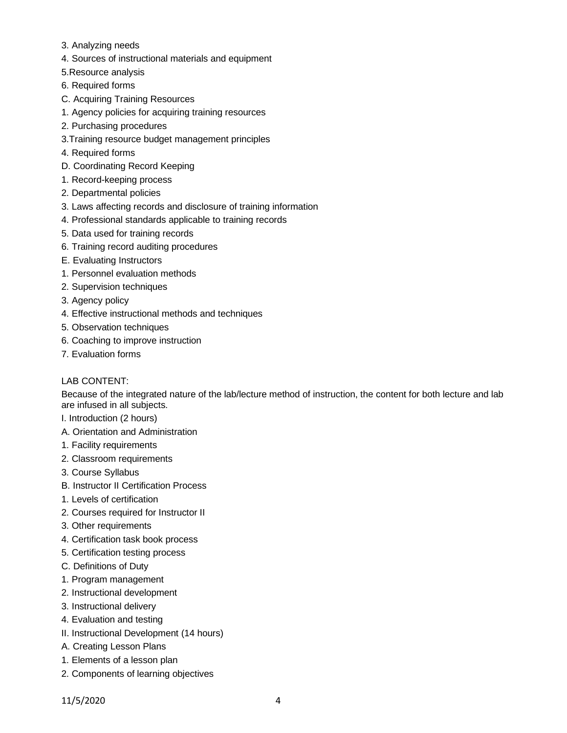3. Analyzing needs
4. Sources of instructional materials and equipment
5.Resource analysis
6. Required forms
C. Acquiring Training Resources
1. Agency policies for acquiring training resources
2. Purchasing procedures
3.Training resource budget management principles
4. Required forms
D. Coordinating Record Keeping
1. Record-keeping process
2. Departmental policies
3. Laws affecting records and disclosure of training information
4. Professional standards applicable to training records
5. Data used for training records
6. Training record auditing procedures
E. Evaluating Instructors
1. Personnel evaluation methods
2. Supervision techniques
3. Agency policy
4. Effective instructional methods and techniques
5. Observation techniques
6. Coaching to improve instruction
7. Evaluation forms

LAB CONTENT:

Because of the integrated nature of the lab/lecture method of instruction, the content for both lecture and lab are infused in all subjects.

I. Introduction (2 hours)
A. Orientation and Administration
1. Facility requirements
2. Classroom requirements
3. Course Syllabus
B. Instructor II Certification Process
1. Levels of certification
2. Courses required for Instructor II
3. Other requirements
4. Certification task book process
5. Certification testing process
C. Definitions of Duty
1. Program management
2. Instructional development
3. Instructional delivery
4. Evaluation and testing
II. Instructional Development (14 hours)
A. Creating Lesson Plans
1. Elements of a lesson plan
2. Components of learning objectives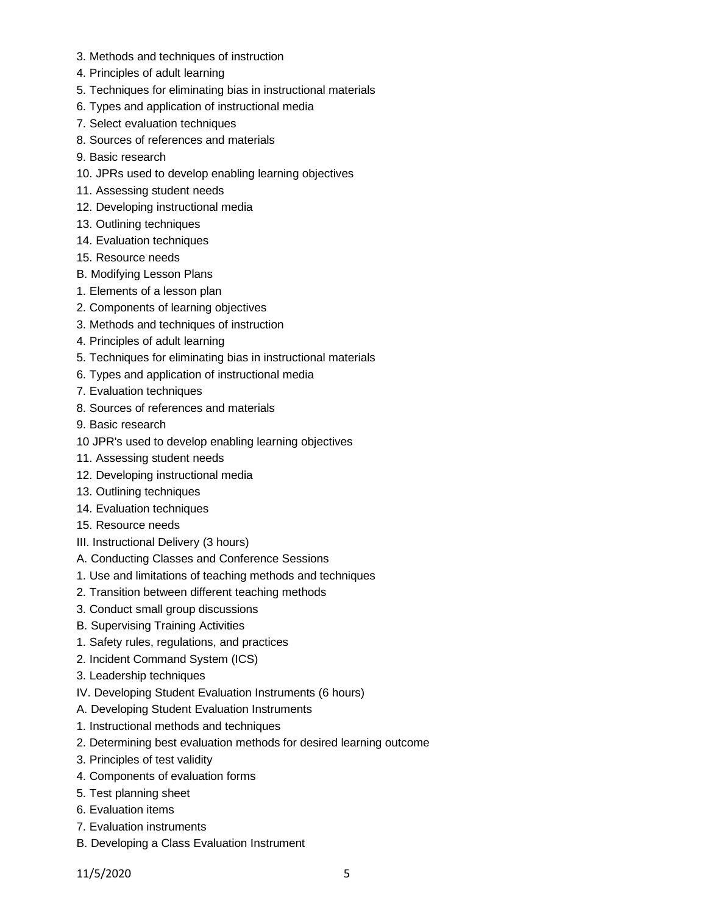3. Methods and techniques of instruction
4. Principles of adult learning
5. Techniques for eliminating bias in instructional materials
6. Types and application of instructional media
7. Select evaluation techniques
8. Sources of references and materials
9. Basic research
10. JPRs used to develop enabling learning objectives
11. Assessing student needs
12. Developing instructional media
13. Outlining techniques
14. Evaluation techniques
15. Resource needs

B. Modifying Lesson Plans

1. Elements of a lesson plan
2. Components of learning objectives
3. Methods and techniques of instruction
4. Principles of adult learning
5. Techniques for eliminating bias in instructional materials
6. Types and application of instructional media
7. Evaluation techniques
8. Sources of references and materials
9. Basic research

10 JPR's used to develop enabling learning objectives

11. Assessing student needs
12. Developing instructional media
13. Outlining techniques
14. Evaluation techniques
15. Resource needs

III. Instructional Delivery (3 hours)

A. Conducting Classes and Conference Sessions

1. Use and limitations of teaching methods and techniques
2. Transition between different teaching methods
3. Conduct small group discussions

B. Supervising Training Activities

1. Safety rules, regulations, and practices
2. Incident Command System (ICS)
3. Leadership techniques

IV. Developing Student Evaluation Instruments (6 hours)

A. Developing Student Evaluation Instruments

1. Instructional methods and techniques
2. Determining best evaluation methods for desired learning outcome
3. Principles of test validity
4. Components of evaluation forms
5. Test planning sheet
6. Evaluation items
7. Evaluation instruments

B. Developing a Class Evaluation Instrument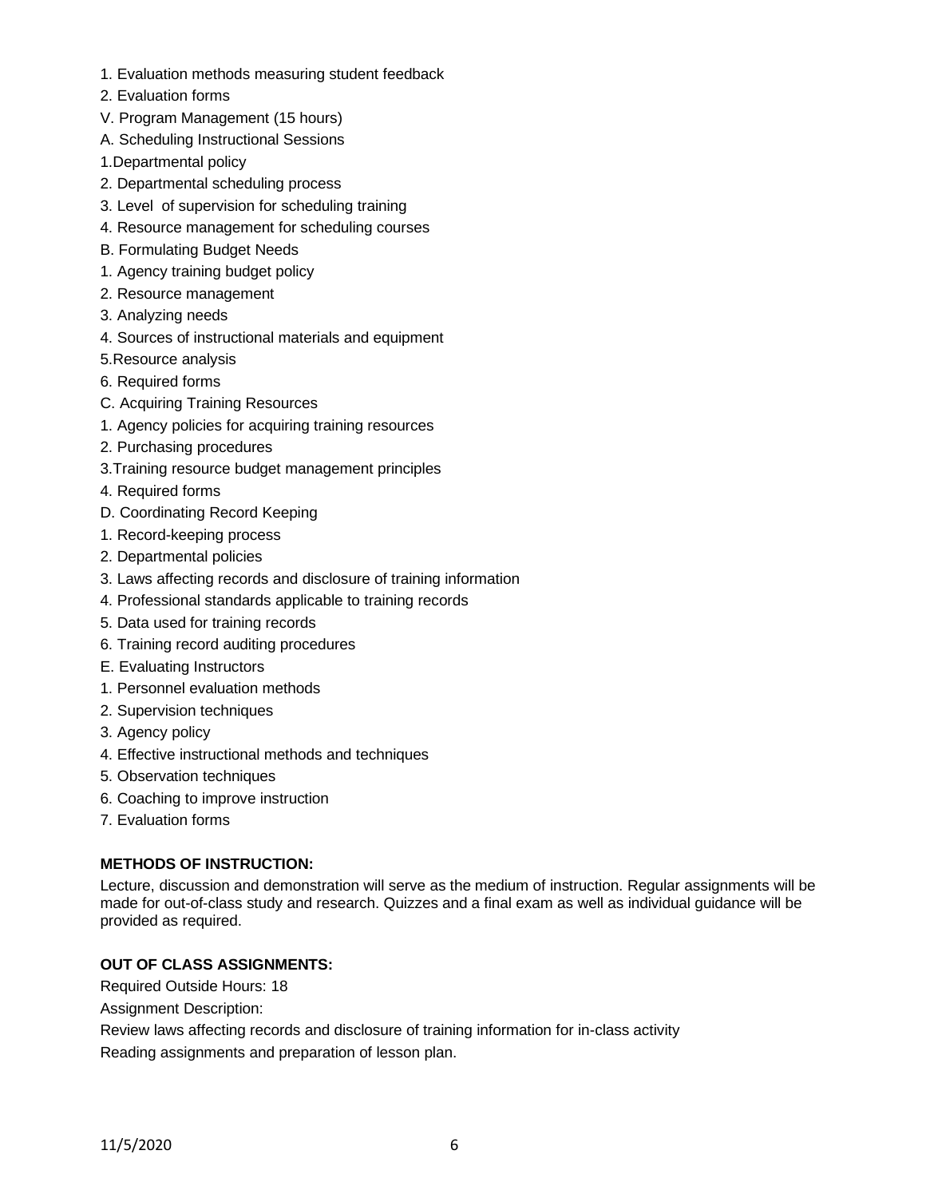1. Evaluation methods measuring student feedback
2. Evaluation forms

V. Program Management (15 hours)

A. Scheduling Instructional Sessions

1.Departmental policy

2. Departmental scheduling process

3. Level of supervision for scheduling training

4. Resource management for scheduling courses

B. Formulating Budget Needs

1. Agency training budget policy

2. Resource management

3. Analyzing needs

4. Sources of instructional materials and equipment

5.Resource analysis

6. Required forms

C. Acquiring Training Resources

1. Agency policies for acquiring training resources

2. Purchasing procedures

3.Training resource budget management principles

4. Required forms

D. Coordinating Record Keeping

1. Record-keeping process

2. Departmental policies

3. Laws affecting records and disclosure of training information

4. Professional standards applicable to training records

5. Data used for training records

6. Training record auditing procedures

E. Evaluating Instructors

1. Personnel evaluation methods

2. Supervision techniques

3. Agency policy

4. Effective instructional methods and techniques

5. Observation techniques

6. Coaching to improve instruction

7. Evaluation forms

**METHODS OF INSTRUCTION:**

Lecture, discussion and demonstration will serve as the medium of instruction. Regular assignments will be made for out-of-class study and research. Quizzes and a final exam as well as individual guidance will be provided as required.

**OUT OF CLASS ASSIGNMENTS:**

Required Outside Hours: 18

Assignment Description:

Review laws affecting records and disclosure of training information for in-class activity

Reading assignments and preparation of lesson plan.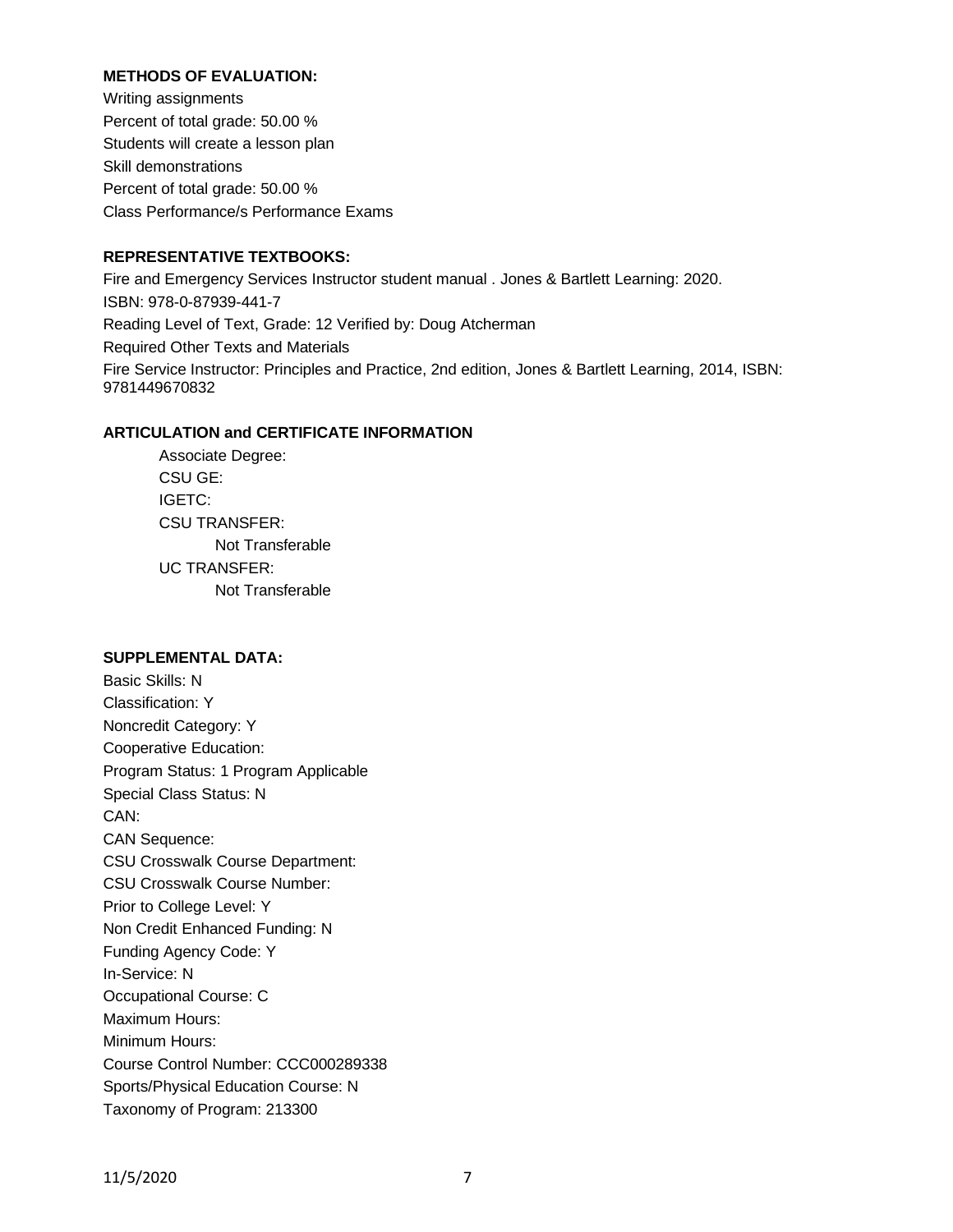**METHODS OF EVALUATION:**

Writing assignments
Percent of total grade: 50.00 %
Students will create a lesson plan
Skill demonstrations
Percent of total grade: 50.00 %
Class Performance/s Performance Exams

**REPRESENTATIVE TEXTBOOKS:**

Fire and Emergency Services Instructor student manual . Jones & Bartlett Learning: 2020.
ISBN: 978-0-87939-441-7
Reading Level of Text, Grade: 12 Verified by: Doug Atcherman
Required Other Texts and Materials
Fire Service Instructor: Principles and Practice, 2nd edition, Jones & Bartlett Learning, 2014, ISBN: 9781449670832

**ARTICULATION and CERTIFICATE INFORMATION**

Associate Degree:
CSU GE:
IGETC:
CSU TRANSFER:
Not Transferable
UC TRANSFER:
Not Transferable

**SUPPLEMENTAL DATA:**

Basic Skills: N
Classification: Y
Noncredit Category: Y
Cooperative Education:
Program Status: 1 Program Applicable
Special Class Status: N
CAN:
CAN Sequence:
CSU Crosswalk Course Department:
CSU Crosswalk Course Number:
Prior to College Level: Y
Non Credit Enhanced Funding: N
Funding Agency Code: Y
In-Service: N
Occupational Course: C
Maximum Hours:
Minimum Hours:
Course Control Number: CCC000289338
Sports/Physical Education Course: N
Taxonomy of Program: 213300